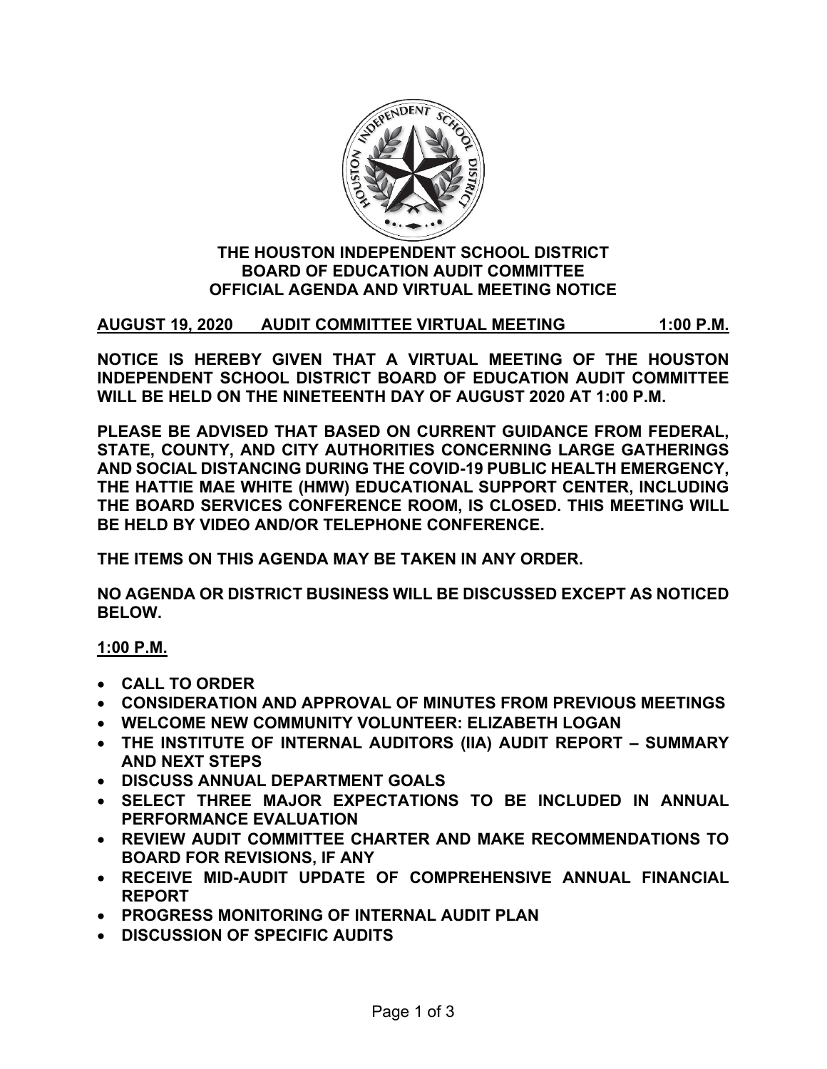# THE HOUSTON INDEPENDENT SCHOOL DISTRICT
## BOARD OF EDUCATION AUDIT COMMITTEE
## OFFICIAL AGENDA AND VIRTUAL MEETING NOTICE

**AUGUST 19, 2020 AUDIT COMMITTEE VIRTUAL MEETING 1:00 P.M.**

**NOTICE IS HEREBY GIVEN THAT A VIRTUAL MEETING OF THE HOUSTON INDEPENDENT SCHOOL DISTRICT BOARD OF EDUCATION AUDIT COMMITTEE WILL BE HELD ON THE NINETEENTH DAY OF AUGUST 2020 AT 1:00 P.M.**

**PLEASE BE ADVISED THAT BASED ON CURRENT GUIDANCE FROM FEDERAL, STATE, COUNTY, AND CITY AUTHORITIES CONCERNING LARGE GATHERINGS AND SOCIAL DISTANCING DURING THE COVID-19 PUBLIC HEALTH EMERGENCY, THE HATTIE MAE WHITE (HMW) EDUCATIONAL SUPPORT CENTER, INCLUDING THE BOARD SERVICES CONFERENCE ROOM, IS CLOSED. THIS MEETING WILL BE HELD BY VIDEO AND/OR TELEPHONE CONFERENCE.**

**THE ITEMS ON THIS AGENDA MAY BE TAKEN IN ANY ORDER.**

**NO AGENDA OR DISTRICT BUSINESS WILL BE DISCUSSED EXCEPT AS NOTICED BELOW.**

**1:00 P.M.**

- **CALL TO ORDER**
- **CONSIDERATION AND APPROVAL OF MINUTES FROM PREVIOUS MEETINGS**
- **WELCOME NEW COMMUNITY VOLUNTEER: ELIZABETH LOGAN**
- **THE INSTITUTE OF INTERNAL AUDITORS (IIA) AUDIT REPORT – SUMMARY AND NEXT STEPS**
- **DISCUSS ANNUAL DEPARTMENT GOALS**
- **SELECT THREE MAJOR EXPECTATIONS TO BE INCLUDED IN ANNUAL PERFORMANCE EVALUATION**
- **REVIEW AUDIT COMMITTEE CHARTER AND MAKE RECOMMENDATIONS TO BOARD FOR REVISIONS, IF ANY**
- **RECEIVE MID-AUDIT UPDATE OF COMPREHENSIVE ANNUAL FINANCIAL REPORT**
- **PROGRESS MONITORING OF INTERNAL AUDIT PLAN**
- **DISCUSSION OF SPECIFIC AUDITS**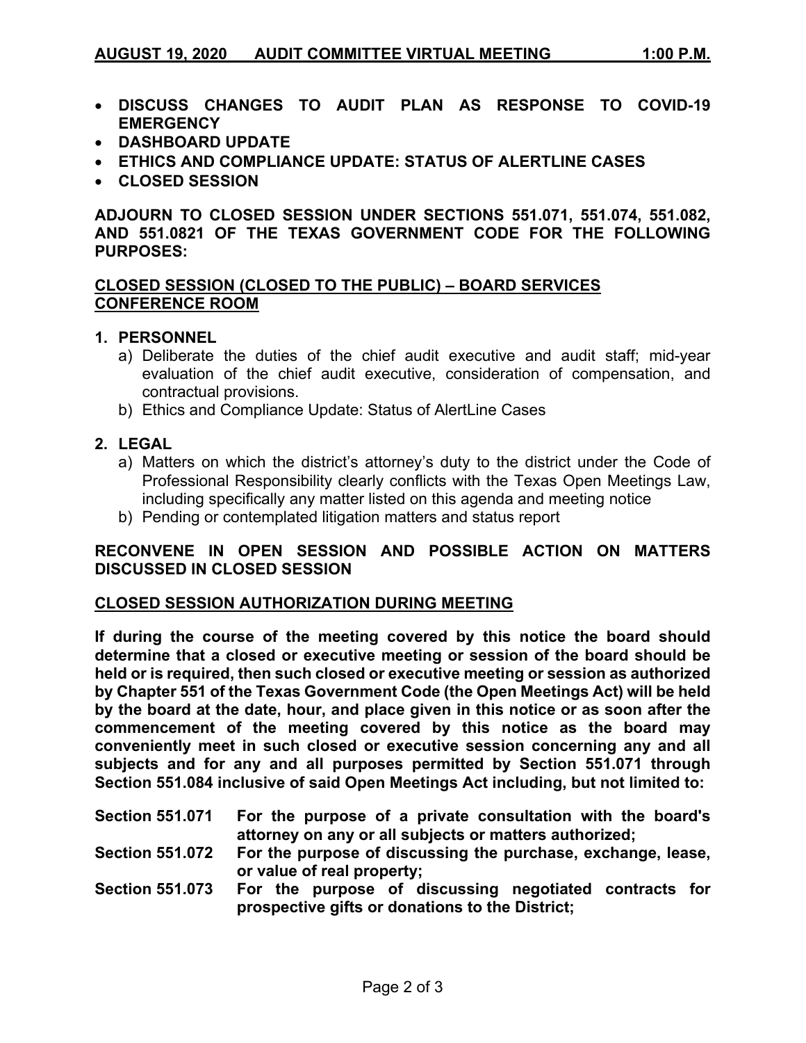**AUGUST 19, 2020 AUDIT COMMITTEE VIRTUAL MEETING 1:00 P.M.**

- **DISCUSS CHANGES TO AUDIT PLAN AS RESPONSE TO COVID-19 EMERGENCY**
- **DASHBOARD UPDATE**
- **ETHICS AND COMPLIANCE UPDATE: STATUS OF ALERTLINE CASES**
- **CLOSED SESSION**

**ADJOURN TO CLOSED SESSION UNDER SECTIONS 551.071, 551.074, 551.082, AND 551.0821 OF THE TEXAS GOVERNMENT CODE FOR THE FOLLOWING PURPOSES:**

**CLOSED SESSION (CLOSED TO THE PUBLIC) – BOARD SERVICES CONFERENCE ROOM**

**1. PERSONNEL**

a) Deliberate the duties of the chief audit executive and audit staff; mid-year evaluation of the chief audit executive, consideration of compensation, and contractual provisions.

b) Ethics and Compliance Update: Status of AlertLine Cases

**2. LEGAL**

a) Matters on which the district's attorney's duty to the district under the Code of Professional Responsibility clearly conflicts with the Texas Open Meetings Law, including specifically any matter listed on this agenda and meeting notice

b) Pending or contemplated litigation matters and status report

**RECONVENE IN OPEN SESSION AND POSSIBLE ACTION ON MATTERS DISCUSSED IN CLOSED SESSION**

**CLOSED SESSION AUTHORIZATION DURING MEETING**

**If during the course of the meeting covered by this notice the board should determine that a closed or executive meeting or session of the board should be held or is required, then such closed or executive meeting or session as authorized by Chapter 551 of the Texas Government Code (the Open Meetings Act) will be held by the board at the date, hour, and place given in this notice or as soon after the commencement of the meeting covered by this notice as the board may conveniently meet in such closed or executive session concerning any and all subjects and for any and all purposes permitted by Section 551.071 through Section 551.084 inclusive of said Open Meetings Act including, but not limited to:**

**Section 551.071** **For the purpose of a private consultation with the board's attorney on any or all subjects or matters authorized;**

**Section 551.072** **For the purpose of discussing the purchase, exchange, lease, or value of real property;**

**Section 551.073** **For the purpose of discussing negotiated contracts for prospective gifts or donations to the District;**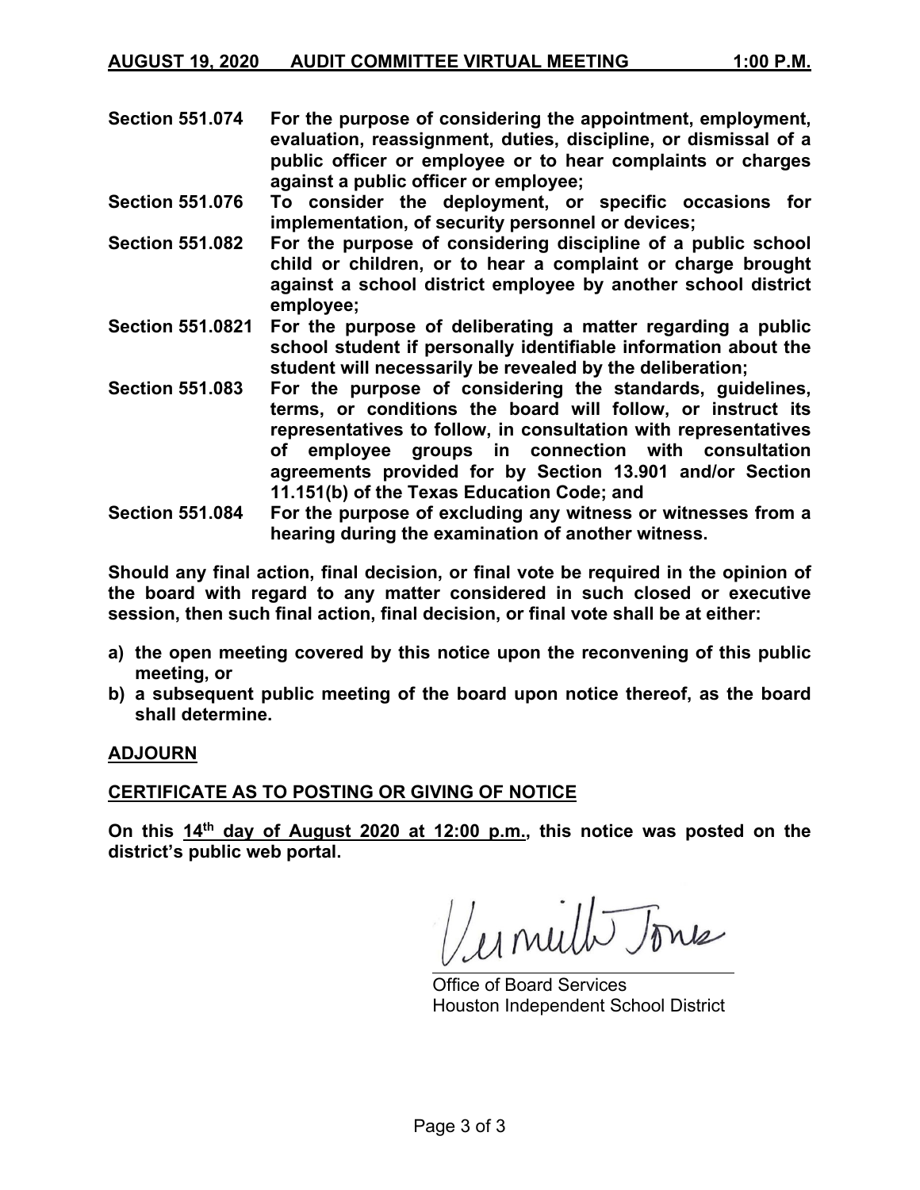**Section 551.074** **For the purpose of considering the appointment, employment, evaluation, reassignment, duties, discipline, or dismissal of a public officer or employee or to hear complaints or charges against a public officer or employee;**

**Section 551.076** **To consider the deployment, or specific occasions for implementation, of security personnel or devices;**

**Section 551.082** **For the purpose of considering discipline of a public school child or children, or to hear a complaint or charge brought against a school district employee by another school district employee;**

**Section 551.0821** **For the purpose of deliberating a matter regarding a public school student if personally identifiable information about the student will necessarily be revealed by the deliberation;**

**Section 551.083** **For the purpose of considering the standards, guidelines, terms, or conditions the board will follow, or instruct its representatives to follow, in consultation with representatives of employee groups in connection with consultation agreements provided for by Section 13.901 and/or Section 11.151(b) of the Texas Education Code; and**

**Section 551.084** **For the purpose of excluding any witness or witnesses from a hearing during the examination of another witness.**

**Should any final action, final decision, or final vote be required in the opinion of the board with regard to any matter considered in such closed or executive session, then such final action, final decision, or final vote shall be at either:**

**a) the open meeting covered by this notice upon the reconvening of this public meeting, or**
**b) a subsequent public meeting of the board upon notice thereof, as the board shall determine.**

## ADJOURN

## CERTIFICATE AS TO POSTING OR GIVING OF NOTICE

**On this 14th day of August 2020 at 12:00 p.m., this notice was posted on the district's public web portal.**

Vermillo Jones

Office of Board Services
Houston Independent School District